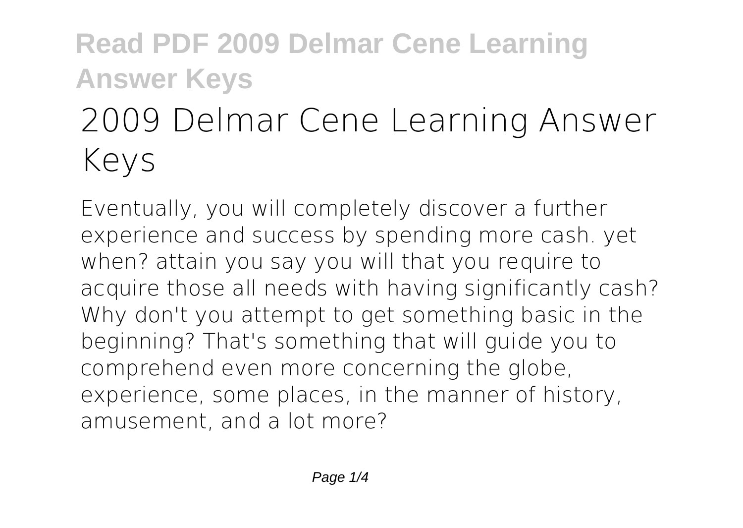# 2009 Delmar Cene Learning Answer Keys

Eventually, you will completely discover a further experience and success by spending more cash. yet when? attain you say you will that you require to acquire those all needs with having significantly cash? Why don't you attempt to get something basic in the beginning? That's something that will guide you to comprehend even more concerning the globe, experience, some places, in the manner of history, amusement, and a lot more?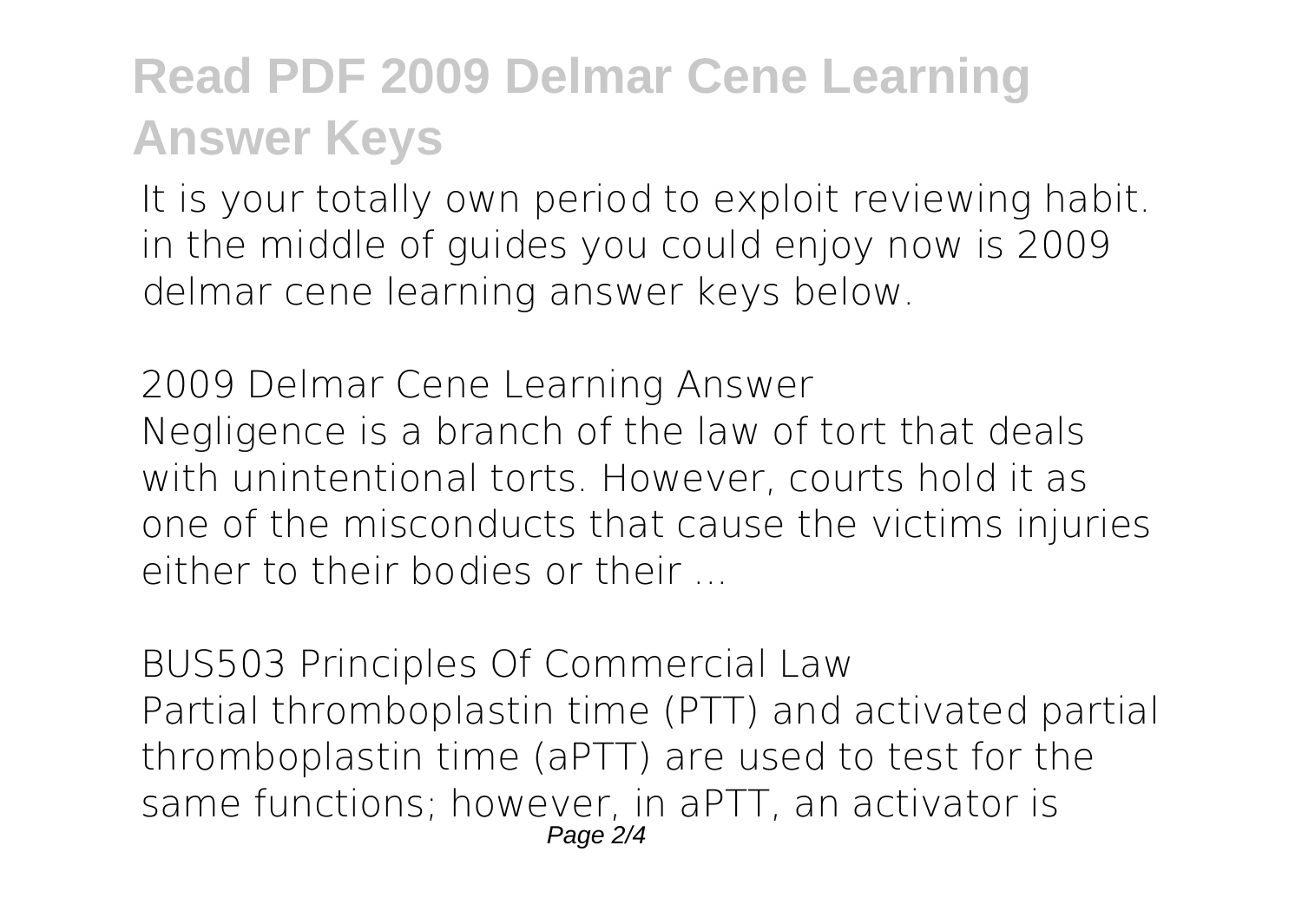# Read PDF 2009 Delmar Cene Learning Answer Keys

It is your totally own period to exploit reviewing habit. in the middle of guides you could enjoy now is 2009 delmar cene learning answer keys below.

*2009 Delmar Cene Learning Answer*

Negligence is a branch of the law of tort that deals with unintentional torts. However, courts hold it as one of the misconducts that cause the victims injuries either to their bodies or their ...

*BUS503 Principles Of Commercial Law*

Partial thromboplastin time (PTT) and activated partial thromboplastin time (aPTT) are used to test for the same functions; however, in aPTT, an activator is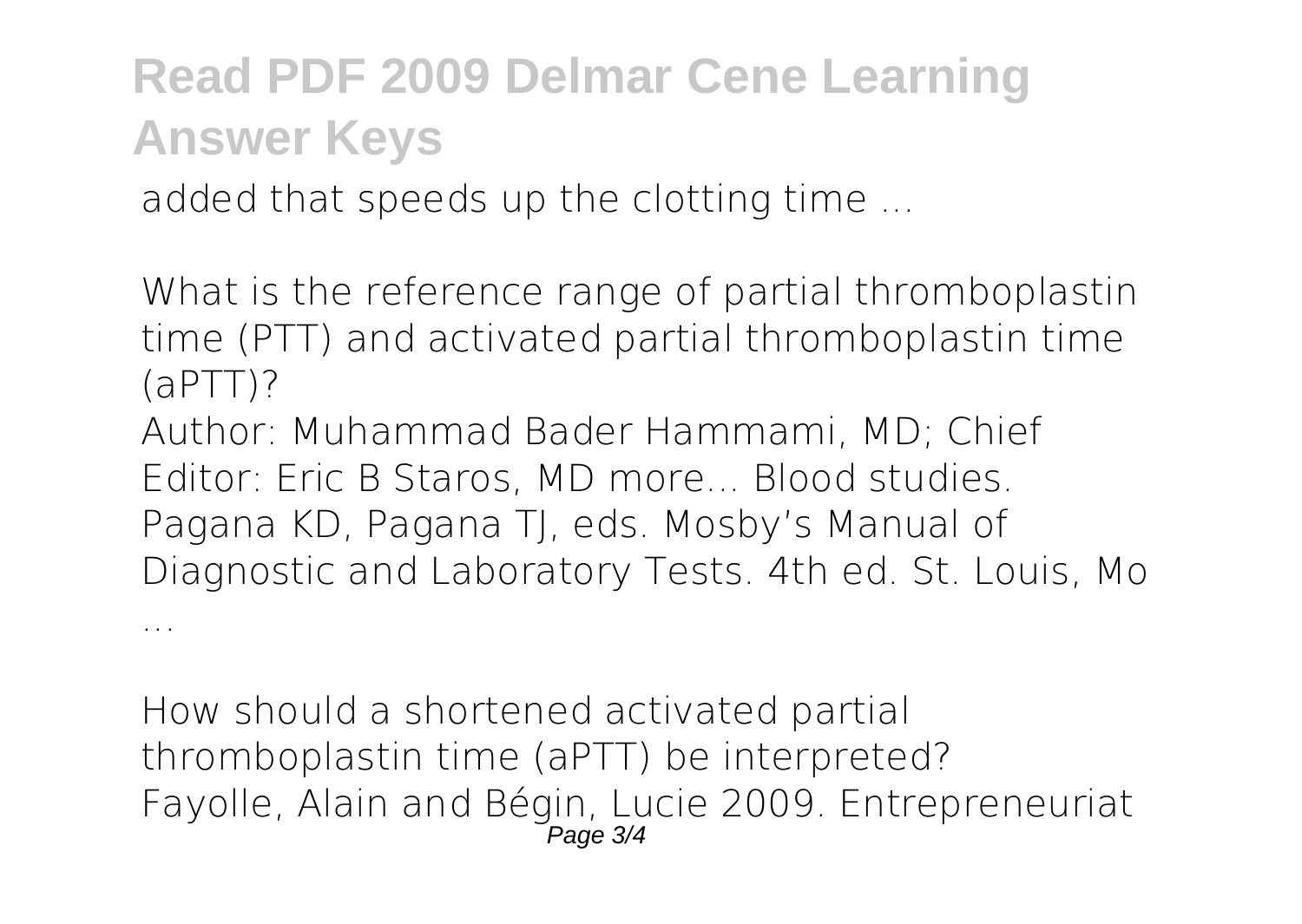added that speeds up the clotting time ...

**What is the reference range of partial thromboplastin time (PTT) and activated partial thromboplastin time (aPTT)?**
Author: Muhammad Bader Hammami, MD; Chief Editor: Eric B Staros, MD more... Blood studies. Pagana KD, Pagana TJ, eds. Mosby's Manual of Diagnostic and Laboratory Tests. 4th ed. St. Louis, Mo ...

**How should a shortened activated partial thromboplastin time (aPTT) be interpreted?**
Fayolle, Alain and Bégin, Lucie 2009. Entrepreneuriat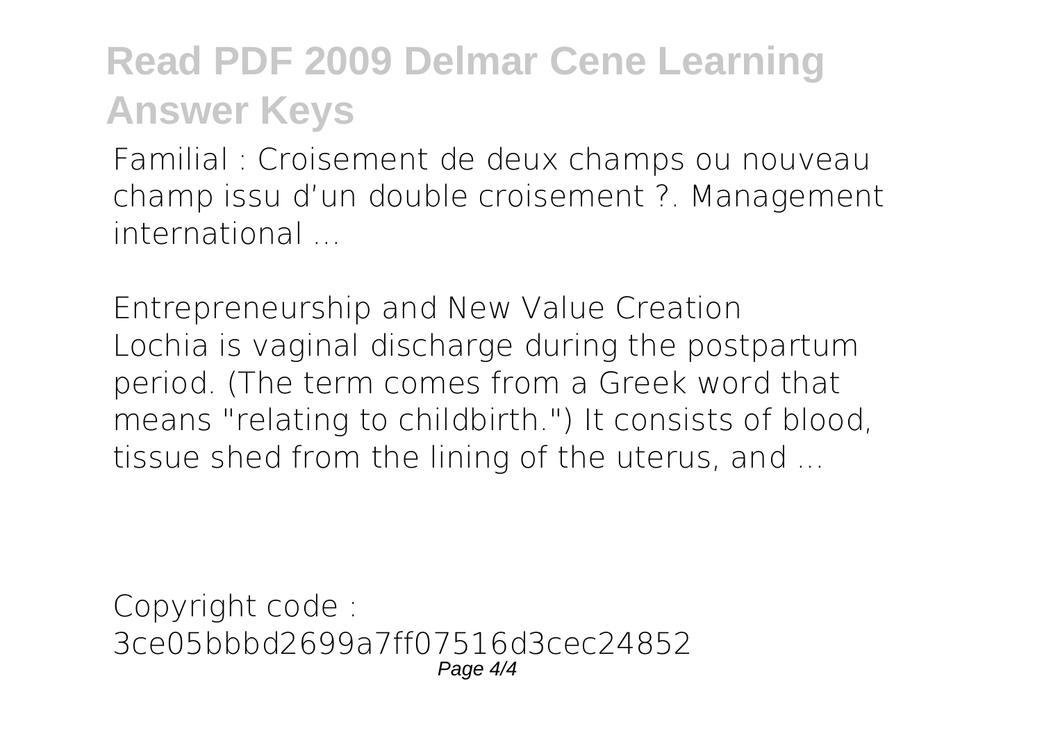Familial : Croisement de deux champs ou nouveau champ issu d'un double croisement ?. Management international ...

Entrepreneurship and New Value Creation

Lochia is vaginal discharge during the postpartum period. (The term comes from a Greek word that means "relating to childbirth.") It consists of blood, tissue shed from the lining of the uterus, and ...

Copyright code : 3ce05bbbd2699a7ff07516d3cec24852